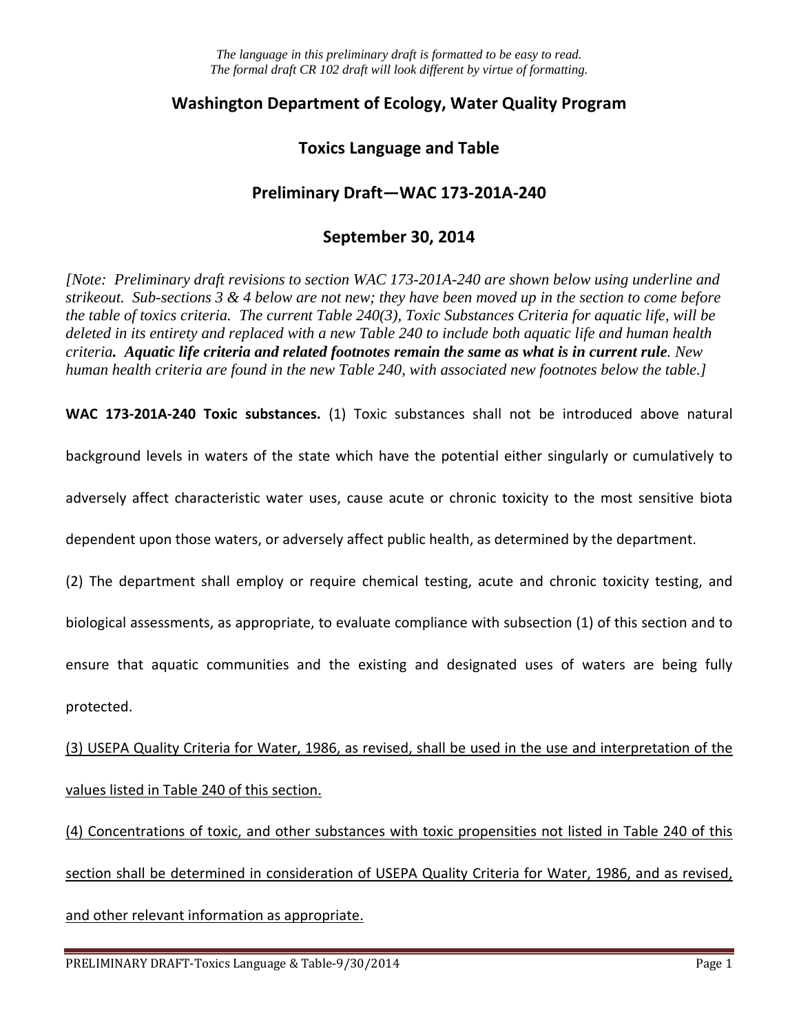*The language in this preliminary draft is formatted to be easy to read.*
*The formal draft CR 102 draft will look different by virtue of formatting.*

# Washington Department of Ecology, Water Quality Program

## Toxics Language and Table

## Preliminary Draft—WAC 173-201A-240

## September 30, 2014

*[Note: Preliminary draft revisions to section WAC 173-201A-240 are shown below using underline and strikeout. Sub-sections 3 & 4 below are not new; they have been moved up in the section to come before the table of toxics criteria. The current Table 240(3), Toxic Substances Criteria for aquatic life, will be deleted in its entirety and replaced with a new Table 240 to include both aquatic life and human health criteria.* ***Aquatic life criteria and related footnotes remain the same as what is in current rule****. New human health criteria are found in the new Table 240, with associated new footnotes below the table.]*

**WAC 173-201A-240 Toxic substances.** (1) Toxic substances shall not be introduced above natural background levels in waters of the state which have the potential either singularly or cumulatively to adversely affect characteristic water uses, cause acute or chronic toxicity to the most sensitive biota dependent upon those waters, or adversely affect public health, as determined by the department.

(2) The department shall employ or require chemical testing, acute and chronic toxicity testing, and biological assessments, as appropriate, to evaluate compliance with subsection (1) of this section and to ensure that aquatic communities and the existing and designated uses of waters are being fully protected.

<u>(3) USEPA Quality Criteria for Water, 1986, as revised, shall be used in the use and interpretation of the values listed in Table 240 of this section.</u>

<u>(4) Concentrations of toxic, and other substances with toxic propensities not listed in Table 240 of this section shall be determined in consideration of USEPA Quality Criteria for Water, 1986, and as revised, and other relevant information as appropriate.</u>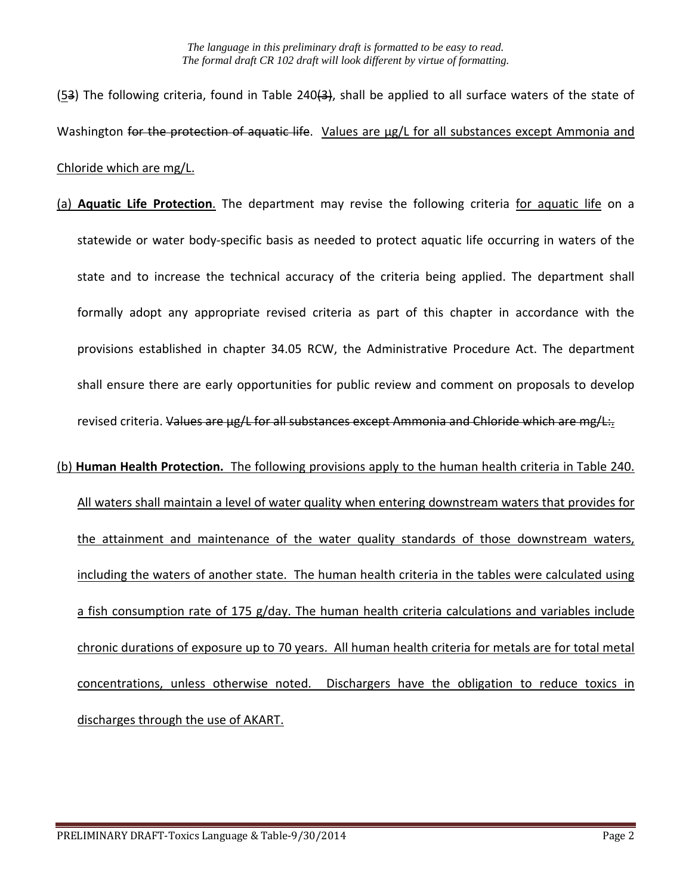*The language in this preliminary draft is formatted to be easy to read.*
*The formal draft CR 102 draft will look different by virtue of formatting.*

(5~~3~~) The following criteria, found in Table 240~~(3)~~, shall be applied to all surface waters of the state of Washington ~~for the protection of aquatic life~~. Values are µg/L for all substances except Ammonia and Chloride which are mg/L.

(a) **Aquatic Life Protection**. The department may revise the following criteria for aquatic life on a statewide or water body-specific basis as needed to protect aquatic life occurring in waters of the state and to increase the technical accuracy of the criteria being applied. The department shall formally adopt any appropriate revised criteria as part of this chapter in accordance with the provisions established in chapter 34.05 RCW, the Administrative Procedure Act. The department shall ensure there are early opportunities for public review and comment on proposals to develop revised criteria. ~~Values are µg/L for all substances except Ammonia and Chloride which are mg/L:~~.

(b) **Human Health Protection.** The following provisions apply to the human health criteria in Table 240. All waters shall maintain a level of water quality when entering downstream waters that provides for the attainment and maintenance of the water quality standards of those downstream waters, including the waters of another state. The human health criteria in the tables were calculated using a fish consumption rate of 175 g/day. The human health criteria calculations and variables include chronic durations of exposure up to 70 years. All human health criteria for metals are for total metal concentrations, unless otherwise noted. Dischargers have the obligation to reduce toxics in discharges through the use of AKART.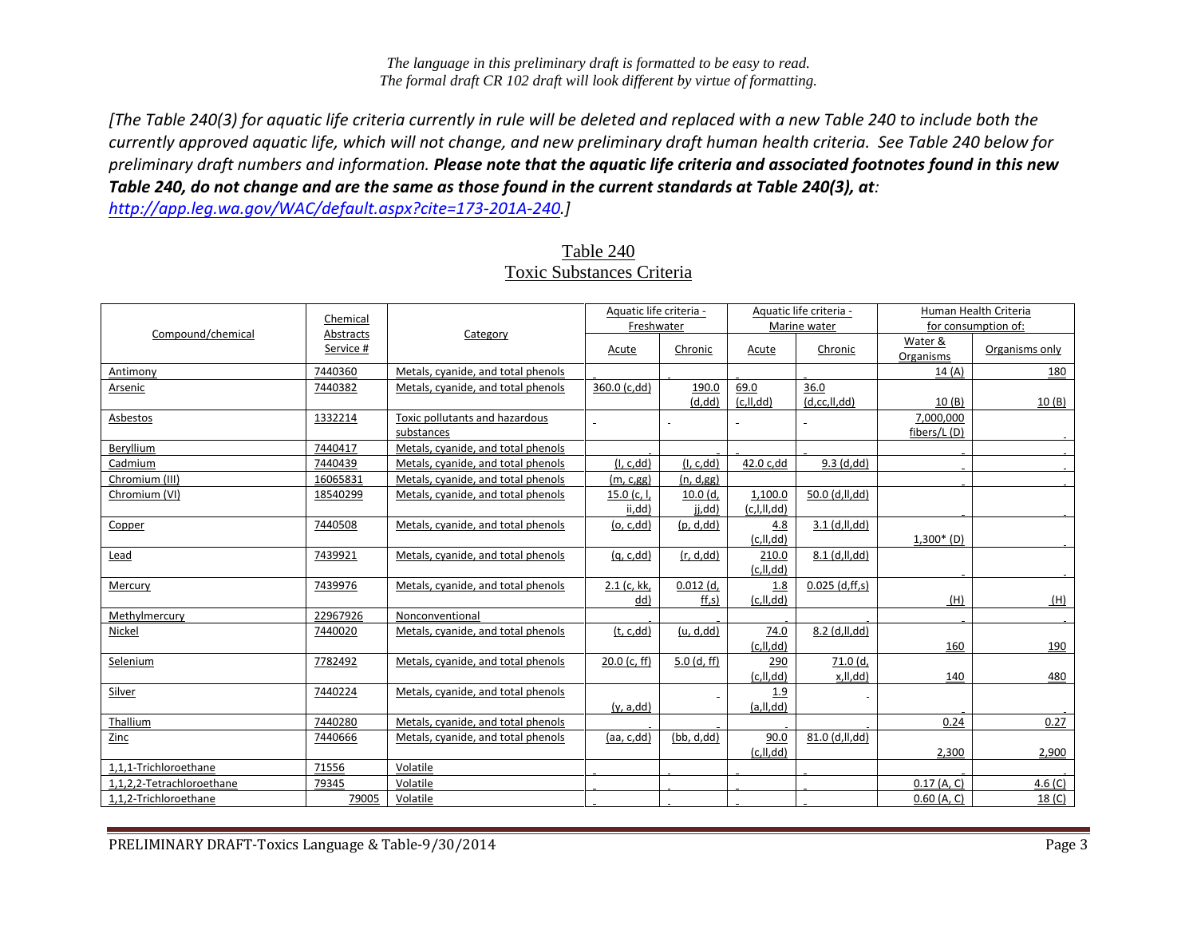*The language in this preliminary draft is formatted to be easy to read.*
*The formal draft CR 102 draft will look different by virtue of formatting.*

*[The Table 240(3) for aquatic life criteria currently in rule will be deleted and replaced with a new Table 240 to include both the currently approved aquatic life, which will not change, and new preliminary draft human health criteria. See Table 240 below for preliminary draft numbers and information.* ***Please note that the aquatic life criteria and associated footnotes found in this new Table 240, do not change and are the same as those found in the current standards at Table 240(3), at****: http://app.leg.wa.gov/WAC/default.aspx?cite=173-201A-240.]*

## Table 240
## Toxic Substances Criteria

| Compound/chemical | Chemical Abstracts Service # | Category | Aquatic life criteria - Freshwater | | Aquatic life criteria - Marine water | | Human Health Criteria for consumption of: | |
|---|---|---|---|---|---|---|---|---|
| | | | Acute | Chronic | Acute | Chronic | Water & Organisms | Organisms only |
| Antimony | 7440360 | Metals, cyanide, and total phenols | - | - | - | - | 14 (A) | 180 |
| Arsenic | 7440382 | Metals, cyanide, and total phenols | 360.0 (c,dd) | 190.0 (d,dd) | 69.0 (c,ll,dd) | 36.0 (d,cc,ll,dd) | 10 (B) | 10 (B) |
| Asbestos | 1332214 | Toxic pollutants and hazardous substances | - | - | - | - | 7,000,000 fibers/L (D) | - |
| Beryllium | 7440417 | Metals, cyanide, and total phenols | - | - | - | - | - | - |
| Cadmium | 7440439 | Metals, cyanide, and total phenols | (l, c,dd) | (l, c,dd) | 42.0 c,dd | 9.3 (d,dd) | - | - |
| Chromium (III) | 16065831 | Metals, cyanide, and total phenols | (m, c,gg) | (n, d,gg) | | | - | - |
| Chromium (VI) | 18540299 | Metals, cyanide, and total phenols | 15.0 (c, l, ii,dd) | 10.0 (d, jj,dd) | 1,100.0 (c,l,ll,dd) | 50.0 (d,ll,dd) | - | - |
| Copper | 7440508 | Metals, cyanide, and total phenols | (o, c,dd) | (p, d,dd) | 4.8 (c,ll,dd) | 3.1 (d,ll,dd) | 1,300* (D) | - |
| Lead | 7439921 | Metals, cyanide, and total phenols | (q, c,dd) | (r, d,dd) | 210.0 (c,ll,dd) | 8.1 (d,ll,dd) | - | - |
| Mercury | 7439976 | Metals, cyanide, and total phenols | 2.1 (c, kk, dd) | 0.012 (d, ff,s) | 1.8 (c,ll,dd) | 0.025 (d,ff,s) | (H) | (H) |
| Methylmercury | 22967926 | Nonconventional | - | - | - | - | - | - |
| Nickel | 7440020 | Metals, cyanide, and total phenols | (t, c,dd) | (u, d,dd) | 74.0 (c,ll,dd) | 8.2 (d,ll,dd) | 160 | 190 |
| Selenium | 7782492 | Metals, cyanide, and total phenols | 20.0 (c, ff) | 5.0 (d, ff) | 290 (c,ll,dd) | 71.0 (d, x,ll,dd) | 140 | 480 |
| Silver | 7440224 | Metals, cyanide, and total phenols | (y, a,dd) | - | 1.9 (a,ll,dd) | - | - | - |
| Thallium | 7440280 | Metals, cyanide, and total phenols | - | - | - | - | 0.24 | 0.27 |
| Zinc | 7440666 | Metals, cyanide, and total phenols | (aa, c,dd) | (bb, d,dd) | 90.0 (c,ll,dd) | 81.0 (d,ll,dd) | 2,300 | 2,900 |
| 1,1,1-Trichloroethane | 71556 | Volatile | - | - | - | - | - | |
| 1,1,2,2-Tetrachloroethane | 79345 | Volatile | - | - | - | - | 0.17 (A, C) | 4.6 (C) |
| 1,1,2-Trichloroethane | 79005 | Volatile | - | - | - | - | 0.60 (A, C) | 18 (C) |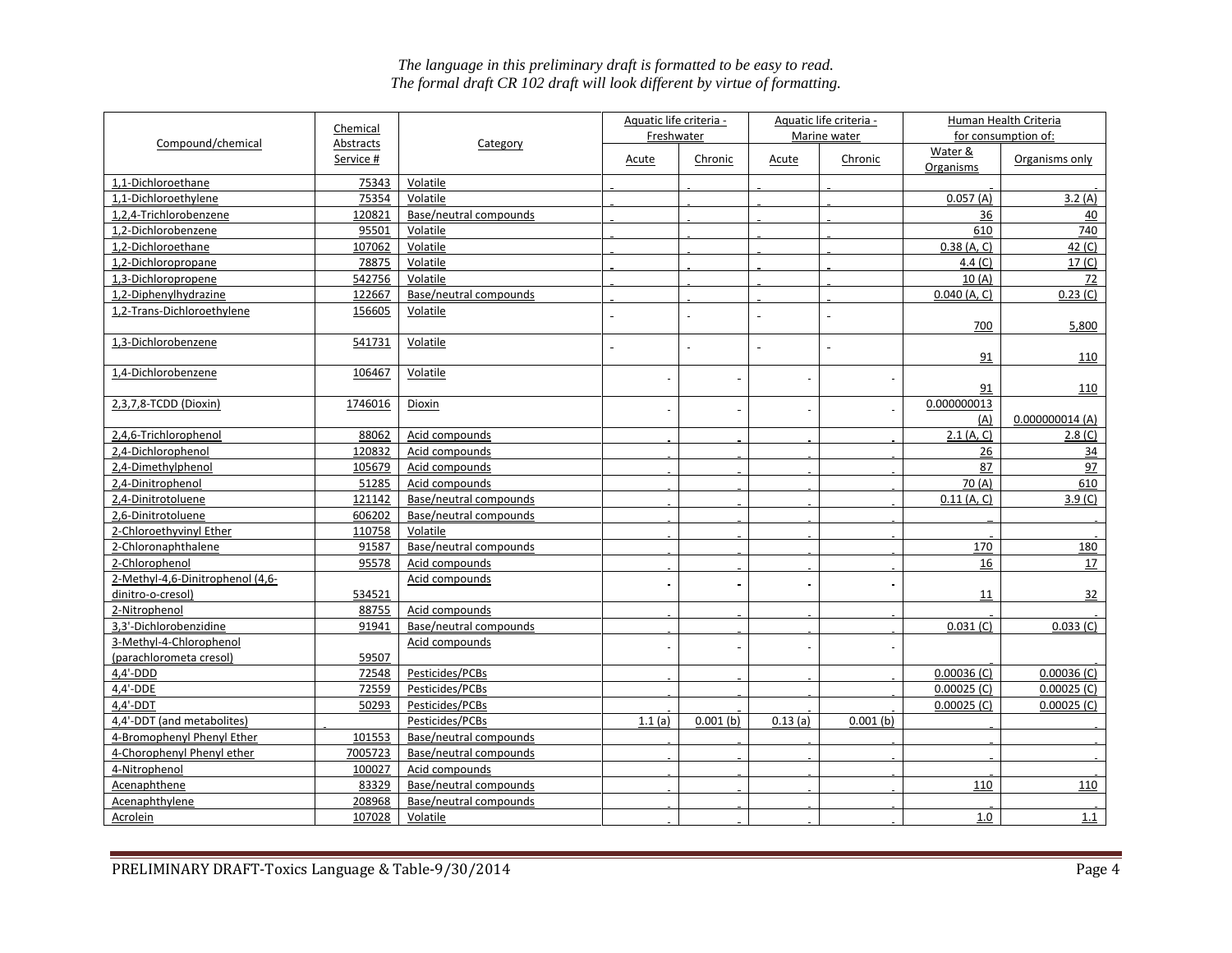*The language in this preliminary draft is formatted to be easy to read.*
*The formal draft CR 102 draft will look different by virtue of formatting.*

| Compound/chemical | Chemical Abstracts Service # | Category | Aquatic life criteria - Freshwater | | Aquatic life criteria - Marine water | | Human Health Criteria for consumption of: | |
|---|---|---|---|---|---|---|---|---|
| | | | Acute | Chronic | Acute | Chronic | Water & Organisms | Organisms only |
| 1,1-Dichloroethane | 75343 | Volatile | - | - | - | - | - | - |
| 1,1-Dichloroethylene | 75354 | Volatile | - | - | - | - | 0.057 (A) | 3.2 (A) |
| 1,2,4-Trichlorobenzene | 120821 | Base/neutral compounds | - | - | - | - | 36 | 40 |
| 1,2-Dichlorobenzene | 95501 | Volatile | - | - | - | - | 610 | 740 |
| 1,2-Dichloroethane | 107062 | Volatile | - | - | - | - | 0.38 (A, C) | 42 (C) |
| 1,2-Dichloropropane | 78875 | Volatile | - | - | - | - | 4.4 (C) | 17 (C) |
| 1,3-Dichloropropene | 542756 | Volatile | - | - | - | - | 10 (A) | 72 |
| 1,2-Diphenylhydrazine | 122667 | Base/neutral compounds | - | - | - | - | 0.040 (A, C) | 0.23 (C) |
| 1,2-Trans-Dichloroethylene | 156605 | Volatile | - | - | - | - | 700 | 5,800 |
| 1,3-Dichlorobenzene | 541731 | Volatile | - | - | - | - | 91 | 110 |
| 1,4-Dichlorobenzene | 106467 | Volatile | - | - | - | - | 91 | 110 |
| 2,3,7,8-TCDD (Dioxin) | 1746016 | Dioxin | - | - | - | - | 0.000000013 (A) | 0.000000014 (A) |
| 2,4,6-Trichlorophenol | 88062 | Acid compounds | - | - | - | - | 2.1 (A, C) | 2.8 (C) |
| 2,4-Dichlorophenol | 120832 | Acid compounds | - | - | - | - | 26 | 34 |
| 2,4-Dimethylphenol | 105679 | Acid compounds | - | - | - | - | 87 | 97 |
| 2,4-Dinitrophenol | 51285 | Acid compounds | - | - | - | - | 70 (A) | 610 |
| 2,4-Dinitrotoluene | 121142 | Base/neutral compounds | - | - | - | - | 0.11 (A, C) | 3.9 (C) |
| 2,6-Dinitrotoluene | 606202 | Base/neutral compounds | - | - | - | - | - | - |
| 2-Chloroethyvinyl Ether | 110758 | Volatile | - | - | - | - | - | - |
| 2-Chloronaphthalene | 91587 | Base/neutral compounds | - | - | - | - | 170 | 180 |
| 2-Chlorophenol | 95578 | Acid compounds | - | - | - | - | 16 | 17 |
| 2-Methyl-4,6-Dinitrophenol (4,6-dinitro-o-cresol) | 534521 | Acid compounds | - | - | - | - | 11 | 32 |
| 2-Nitrophenol | 88755 | Acid compounds | - | - | - | - | - | - |
| 3,3'-Dichlorobenzidine | 91941 | Base/neutral compounds | - | - | - | - | 0.031 (C) | 0.033 (C) |
| 3-Methyl-4-Chlorophenol (parachlorometa cresol) | 59507 | Acid compounds | - | - | - | - | - | - |
| 4,4'-DDD | 72548 | Pesticides/PCBs | - | - | - | - | 0.00036 (C) | 0.00036 (C) |
| 4,4'-DDE | 72559 | Pesticides/PCBs | - | - | - | - | 0.00025 (C) | 0.00025 (C) |
| 4,4'-DDT | 50293 | Pesticides/PCBs | - | - | - | - | 0.00025 (C) | 0.00025 (C) |
| 4,4'-DDT (and metabolites) | - | Pesticides/PCBs | 1.1 (a) | 0.001 (b) | 0.13 (a) | 0.001 (b) | - | - |
| 4-Bromophenyl Phenyl Ether | 101553 | Base/neutral compounds | - | - | - | - | - | - |
| 4-Chorophenyl Phenyl ether | 7005723 | Base/neutral compounds | - | - | - | - | - | - |
| 4-Nitrophenol | 100027 | Acid compounds | - | - | - | - | - | - |
| Acenaphthene | 83329 | Base/neutral compounds | - | - | - | - | 110 | 110 |
| Acenaphthylene | 208968 | Base/neutral compounds | - | - | - | - | - | - |
| Acrolein | 107028 | Volatile | - | - | - | - | 1.0 | 1.1 |

PRELIMINARY DRAFT-Toxics Language & Table-9/30/2014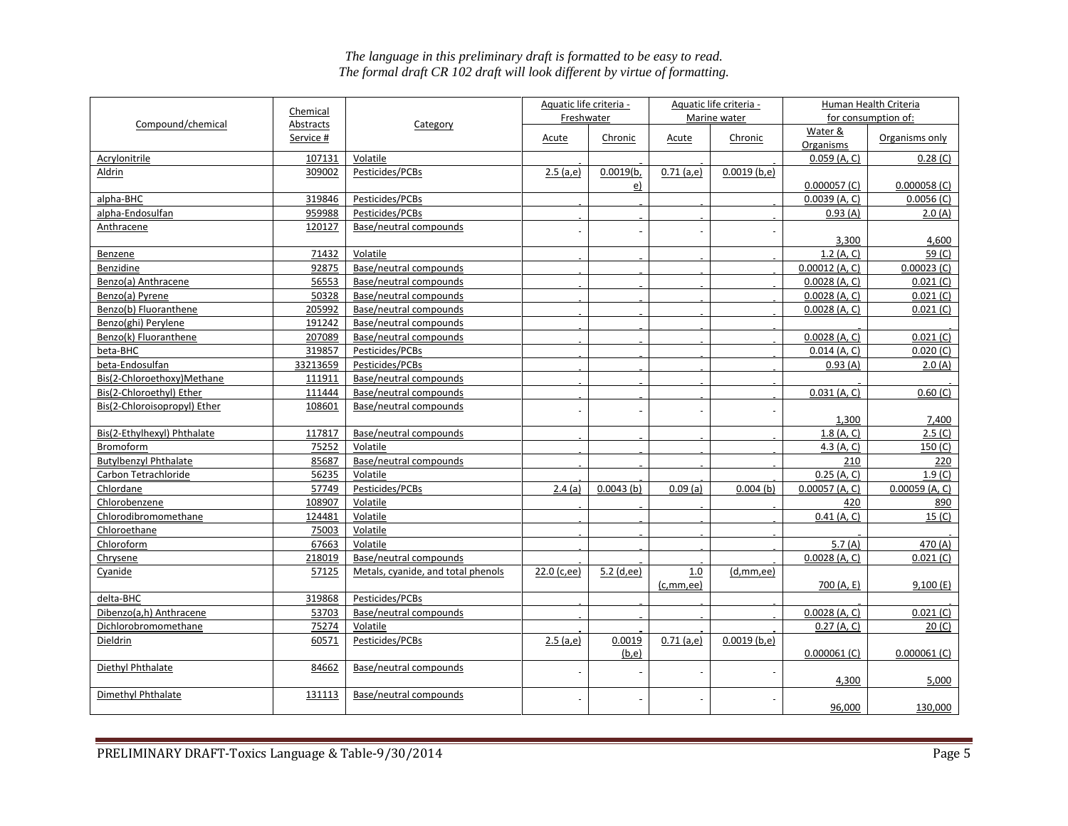*The language in this preliminary draft is formatted to be easy to read.*
*The formal draft CR 102 draft will look different by virtue of formatting.*

| Compound/chemical | Chemical Abstracts Service # | Category | Aquatic life criteria - Freshwater | | Aquatic life criteria - Marine water | | Human Health Criteria for consumption of: | |
|---|---|---|---|---|---|---|---|---|
| | | | Acute | Chronic | Acute | Chronic | Water & Organisms | Organisms only |
| Acrylonitrile | 107131 | Volatile | - | - | - | - | 0.059 (A, C) | 0.28 (C) |
| Aldrin | 309002 | Pesticides/PCBs | 2.5 (a,e) | 0.0019(b, e) | 0.71 (a,e) | 0.0019 (b,e) | 0.000057 (C) | 0.000058 (C) |
| alpha-BHC | 319846 | Pesticides/PCBs | - | - | - | - | 0.0039 (A, C) | 0.0056 (C) |
| alpha-Endosulfan | 959988 | Pesticides/PCBs | - | - | - | - | 0.93 (A) | 2.0 (A) |
| Anthracene | 120127 | Base/neutral compounds | - | - | - | - | 3,300 | 4,600 |
| Benzene | 71432 | Volatile | - | - | - | - | 1.2 (A, C) | 59 (C) |
| Benzidine | 92875 | Base/neutral compounds | - | - | - | - | 0.00012 (A, C) | 0.00023 (C) |
| Benzo(a) Anthracene | 56553 | Base/neutral compounds | - | - | - | - | 0.0028 (A, C) | 0.021 (C) |
| Benzo(a) Pyrene | 50328 | Base/neutral compounds | - | - | - | - | 0.0028 (A, C) | 0.021 (C) |
| Benzo(b) Fluoranthene | 205992 | Base/neutral compounds | - | - | - | - | 0.0028 (A, C) | 0.021 (C) |
| Benzo(ghi) Perylene | 191242 | Base/neutral compounds | - | - | - | - | - | - |
| Benzo(k) Fluoranthene | 207089 | Base/neutral compounds | - | - | - | - | 0.0028 (A, C) | 0.021 (C) |
| beta-BHC | 319857 | Pesticides/PCBs | - | - | - | - | 0.014 (A, C) | 0.020 (C) |
| beta-Endosulfan | 33213659 | Pesticides/PCBs | - | - | - | - | 0.93 (A) | 2.0 (A) |
| Bis(2-Chloroethoxy)Methane | 111911 | Base/neutral compounds | - | - | - | - | - | - |
| Bis(2-Chloroethyl) Ether | 111444 | Base/neutral compounds | - | - | - | - | 0.031 (A, C) | 0.60 (C) |
| Bis(2-Chloroisopropyl) Ether | 108601 | Base/neutral compounds | - | - | - | - | 1,300 | 7,400 |
| Bis(2-Ethylhexyl) Phthalate | 117817 | Base/neutral compounds | - | - | - | - | 1.8 (A, C) | 2.5 (C) |
| Bromoform | 75252 | Volatile | - | - | - | - | 4.3 (A, C) | 150 (C) |
| Butylbenzyl Phthalate | 85687 | Base/neutral compounds | - | - | - | - | 210 | 220 |
| Carbon Tetrachloride | 56235 | Volatile | - | - | - | - | 0.25 (A, C) | 1.9 (C) |
| Chlordane | 57749 | Pesticides/PCBs | 2.4 (a) | 0.0043 (b) | 0.09 (a) | 0.004 (b) | 0.00057 (A, C) | 0.00059 (A, C) |
| Chlorobenzene | 108907 | Volatile | - | - | - | - | 420 | 890 |
| Chlorodibromomethane | 124481 | Volatile | - | - | - | - | 0.41 (A, C) | 15 (C) |
| Chloroethane | 75003 | Volatile | - | - | - | - | - | - |
| Chloroform | 67663 | Volatile | - | - | - | - | 5.7 (A) | 470 (A) |
| Chrysene | 218019 | Base/neutral compounds | - | - | - | - | 0.0028 (A, C) | 0.021 (C) |
| Cyanide | 57125 | Metals, cyanide, and total phenols | 22.0 (c,ee) | 5.2 (d,ee) | 1.0 (c,mm,ee) | (d,mm,ee) | 700 (A, E) | 9,100 (E) |
| delta-BHC | 319868 | Pesticides/PCBs | - | - | - | - | - | - |
| Dibenzo(a,h) Anthracene | 53703 | Base/neutral compounds | - | - | - | - | 0.0028 (A, C) | 0.021 (C) |
| Dichlorobromomethane | 75274 | Volatile | - | - | - | - | 0.27 (A, C) | 20 (C) |
| Dieldrin | 60571 | Pesticides/PCBs | 2.5 (a,e) | 0.0019 (b,e) | 0.71 (a,e) | 0.0019 (b,e) | 0.000061 (C) | 0.000061 (C) |
| Diethyl Phthalate | 84662 | Base/neutral compounds | - | - | - | - | 4,300 | 5,000 |
| Dimethyl Phthalate | 131113 | Base/neutral compounds | - | - | - | - | 96,000 | 130,000 |

PRELIMINARY DRAFT-Toxics Language & Table-9/30/2014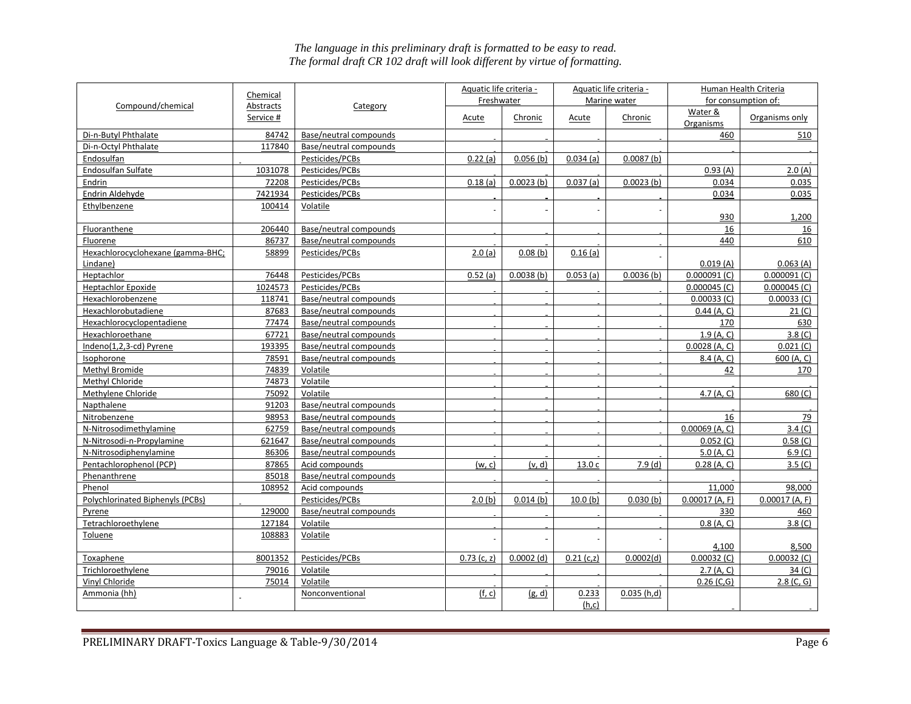*The language in this preliminary draft is formatted to be easy to read.*
*The formal draft CR 102 draft will look different by virtue of formatting.*

| Compound/chemical | Chemical Abstracts Service # | Category | Aquatic life criteria - Freshwater | | Aquatic life criteria - Marine water | | Human Health Criteria for consumption of: | |
|---|---|---|---|---|---|---|---|---|
| | | | Acute | Chronic | Acute | Chronic | Water & Organisms | Organisms only |
| Di-n-Butyl Phthalate | 84742 | Base/neutral compounds | - | - | - | - | 460 | 510 |
| Di-n-Octyl Phthalate | 117840 | Base/neutral compounds | - | - | - | - | - | - |
| Endosulfan | - | Pesticides/PCBs | 0.22 (a) | 0.056 (b) | 0.034 (a) | 0.0087 (b) | | - |
| Endosulfan Sulfate | 1031078 | Pesticides/PCBs | - | - | - | - | 0.93 (A) | 2.0 (A) |
| Endrin | 72208 | Pesticides/PCBs | 0.18 (a) | 0.0023 (b) | 0.037 (a) | 0.0023 (b) | 0.034 | 0.035 |
| Endrin Aldehyde | 7421934 | Pesticides/PCBs | - | - | - | - | 0.034 | 0.035 |
| Ethylbenzene | 100414 | Volatile | - | - | - | - | 930 | 1,200 |
| Fluoranthene | 206440 | Base/neutral compounds | - | - | - | - | 16 | 16 |
| Fluorene | 86737 | Base/neutral compounds | - | - | - | - | 440 | 610 |
| Hexachlorocyclohexane (gamma-BHC; Lindane) | 58899 | Pesticides/PCBs | 2.0 (a) | 0.08 (b) | 0.16 (a) | - | 0.019 (A) | 0.063 (A) |
| Heptachlor | 76448 | Pesticides/PCBs | 0.52 (a) | 0.0038 (b) | 0.053 (a) | 0.0036 (b) | 0.000091 (C) | 0.000091 (C) |
| Heptachlor Epoxide | 1024573 | Pesticides/PCBs | - | - | - | - | 0.000045 (C) | 0.000045 (C) |
| Hexachlorobenzene | 118741 | Base/neutral compounds | - | - | - | - | 0.00033 (C) | 0.00033 (C) |
| Hexachlorobutadiene | 87683 | Base/neutral compounds | - | - | - | - | 0.44 (A, C) | 21 (C) |
| Hexachlorocyclopentadiene | 77474 | Base/neutral compounds | - | - | - | - | 170 | 630 |
| Hexachloroethane | 67721 | Base/neutral compounds | - | - | - | - | 1.9 (A, C) | 3.8 (C) |
| Indeno(1,2,3-cd) Pyrene | 193395 | Base/neutral compounds | - | - | - | - | 0.0028 (A, C) | 0.021 (C) |
| Isophorone | 78591 | Base/neutral compounds | - | - | - | - | 8.4 (A, C) | 600 (A, C) |
| Methyl Bromide | 74839 | Volatile | - | - | - | - | 42 | 170 |
| Methyl Chloride | 74873 | Volatile | - | - | - | - | - | - |
| Methylene Chloride | 75092 | Volatile | - | - | - | - | 4.7 (A, C) | 680 (C) |
| Napthalene | 91203 | Base/neutral compounds | - | - | - | - | - | - |
| Nitrobenzene | 98953 | Base/neutral compounds | - | - | - | - | 16 | 79 |
| N-Nitrosodimethylamine | 62759 | Base/neutral compounds | - | - | - | - | 0.00069 (A, C) | 3.4 (C) |
| N-Nitrosodi-n-Propylamine | 621647 | Base/neutral compounds | - | - | - | - | 0.052 (C) | 0.58 (C) |
| N-Nitrosodiphenylamine | 86306 | Base/neutral compounds | - | - | - | - | 5.0 (A, C) | 6.9 (C) |
| Pentachlorophenol (PCP) | 87865 | Acid compounds | (w, c) | (v, d) | 13.0 c | 7.9 (d) | 0.28 (A, C) | 3.5 (C) |
| Phenanthrene | 85018 | Base/neutral compounds | - | - | - | - | - | - |
| Phenol | 108952 | Acid compounds | - | - | - | - | 11,000 | 98,000 |
| Polychlorinated Biphenyls (PCBs) | - | Pesticides/PCBs | 2.0 (b) | 0.014 (b) | 10.0 (b) | 0.030 (b) | 0.00017 (A, F) | 0.00017 (A, F) |
| Pyrene | 129000 | Base/neutral compounds | - | - | - | - | 330 | 460 |
| Tetrachloroethylene | 127184 | Volatile | - | - | - | - | 0.8 (A, C) | 3.8 (C) |
| Toluene | 108883 | Volatile | - | - | - | - | 4,100 | 8,500 |
| Toxaphene | 8001352 | Pesticides/PCBs | 0.73 (c, z) | 0.0002 (d) | 0.21 (c,z) | 0.0002(d) | 0.00032 (C) | 0.00032 (C) |
| Trichloroethylene | 79016 | Volatile | - | - | - | - | 2.7 (A, C) | 34 (C) |
| Vinyl Chloride | 75014 | Volatile | - | - | - | - | 0.26 (C,G) | 2.8 (C, G) |
| Ammonia (hh) | - | Nonconventional | (f, c) | (g, d) | 0.233 (h,c) | 0.035 (h,d) | - | - |

PRELIMINARY DRAFT-Toxics Language & Table-9/30/2014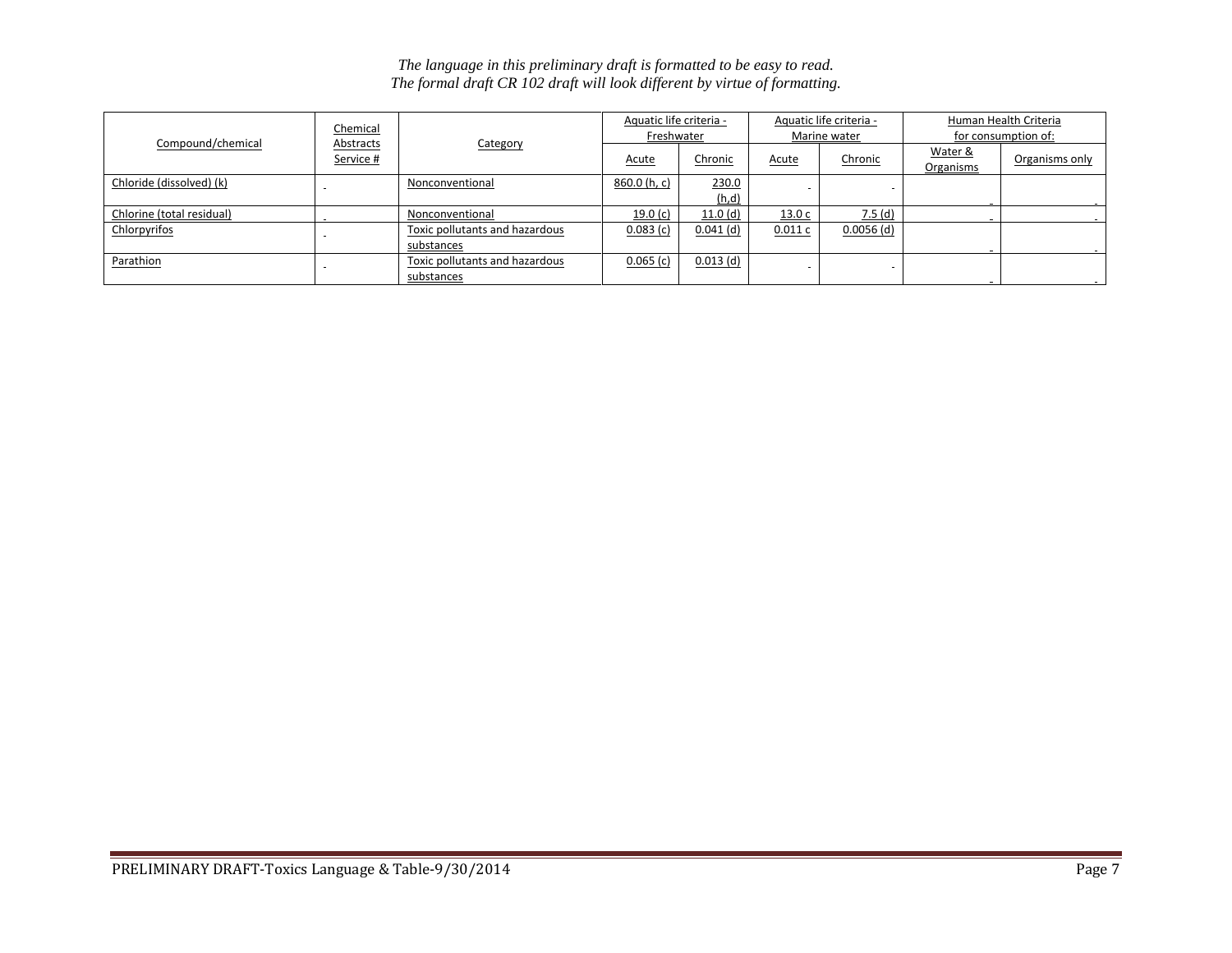*The language in this preliminary draft is formatted to be easy to read.*
*The formal draft CR 102 draft will look different by virtue of formatting.*

| Compound/chemical | Chemical Abstracts Service # | Category | Aquatic life criteria - Freshwater | | Aquatic life criteria - Marine water | | Human Health Criteria for consumption of: | |
|---|---|---|---|---|---|---|---|---|
| | | | Acute | Chronic | Acute | Chronic | Water & Organisms | Organisms only |
| Chloride (dissolved) (k) | - | Nonconventional | 860.0 (h, c) | 230.0 (h,d) | - | - | - | - |
| Chlorine (total residual) | - | Nonconventional | 19.0 (c) | 11.0 (d) | 13.0 c | 7.5 (d) | - | - |
| Chlorpyrifos | - | Toxic pollutants and hazardous substances | 0.083 (c) | 0.041 (d) | 0.011 c | 0.0056 (d) | - | - |
| Parathion | - | Toxic pollutants and hazardous substances | 0.065 (c) | 0.013 (d) | - | - | - | - |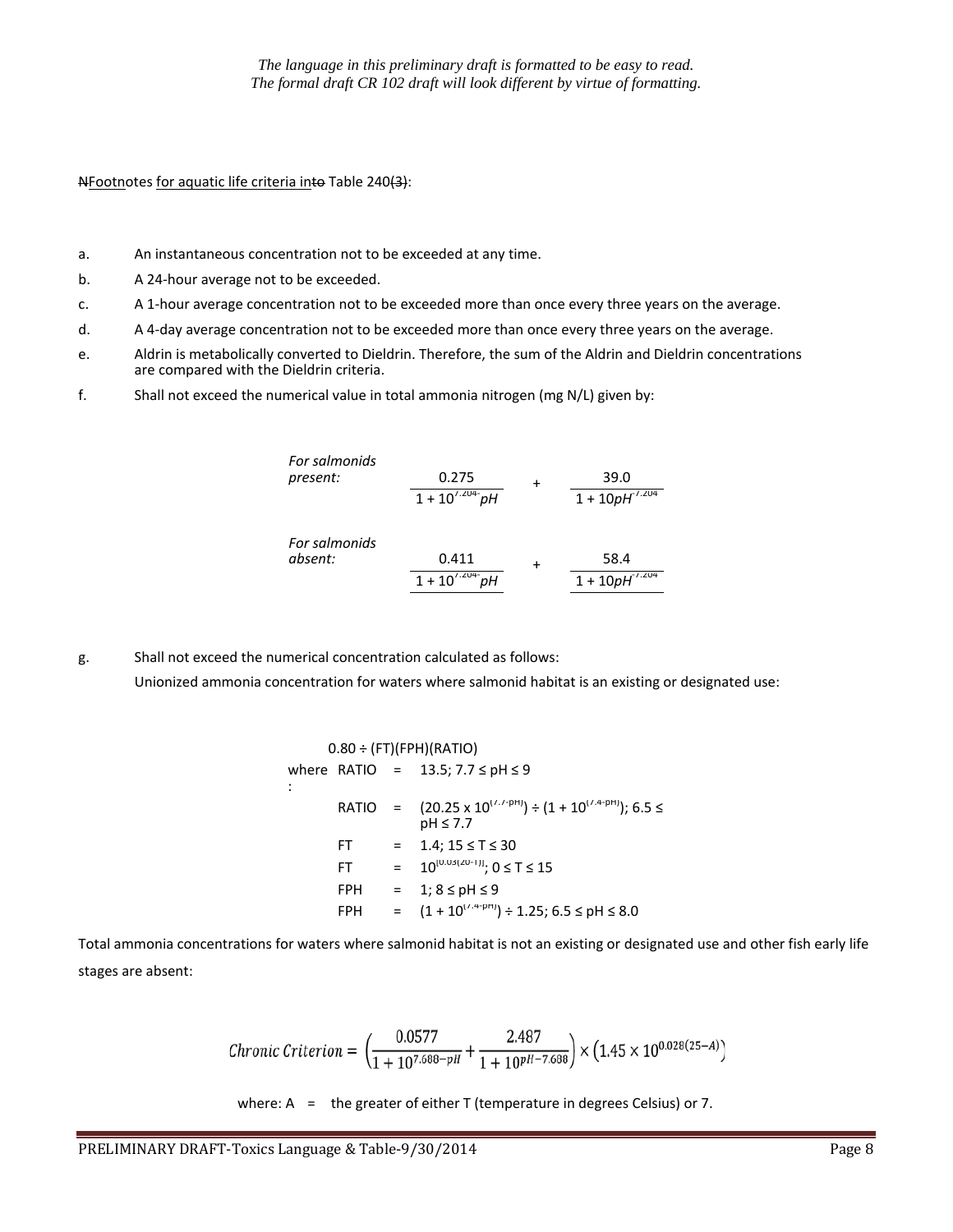*The language in this preliminary draft is formatted to be easy to read.*
*The formal draft CR 102 draft will look different by virtue of formatting.*

~~N~~Footnotes for aquatic life criteria in~~to~~ Table 240~~(3)~~:

a. An instantaneous concentration not to be exceeded at any time.

b. A 24-hour average not to be exceeded.

c. A 1-hour average concentration not to be exceeded more than once every three years on the average.

d. A 4-day average concentration not to be exceeded more than once every three years on the average.

e. Aldrin is metabolically converted to Dieldrin. Therefore, the sum of the Aldrin and Dieldrin concentrations are compared with the Dieldrin criteria.

f. Shall not exceed the numerical value in total ammonia nitrogen (mg N/L) given by:

*For salmonids present:*

$$\frac{0.275}{1 + 10^{7.204 - pH}} + \frac{39.0}{1 + 10^{pH - 7.204}}$$

*For salmonids absent:*

$$\frac{0.411}{1 + 10^{7.204 - pH}} + \frac{58.4}{1 + 10^{pH - 7.204}}$$

g. Shall not exceed the numerical concentration calculated as follows:

Unionized ammonia concentration for waters where salmonid habitat is an existing or designated use:

$$0.80 \div (FT)(FPH)(RATIO)$$

where:

| | | |
|---|---|---|
| RATIO | = | $13.5$; $7.7 \leq pH \leq 9$ |
| RATIO | = | $(20.25 \times 10^{(7.7-pH)}) \div (1 + 10^{(7.4-pH)})$; $6.5 \leq pH \leq 7.7$ |
| FT | = | $1.4$; $15 \leq T \leq 30$ |
| FT | = | $10^{[0.03(20-T)]}$; $0 \leq T \leq 15$ |
| FPH | = | $1$; $8 \leq pH \leq 9$ |
| FPH | = | $(1 + 10^{(7.4-pH)}) \div 1.25$; $6.5 \leq pH \leq 8.0$ |

Total ammonia concentrations for waters where salmonid habitat is not an existing or designated use and other fish early life stages are absent:

$$\text{Chronic Criterion} = \left(\frac{0.0577}{1 + 10^{7.688 - pH}} + \frac{2.487}{1 + 10^{pH - 7.688}}\right) \times \left(1.45 \times 10^{0.028(25 - A)}\right)$$

where: A = the greater of either T (temperature in degrees Celsius) or 7.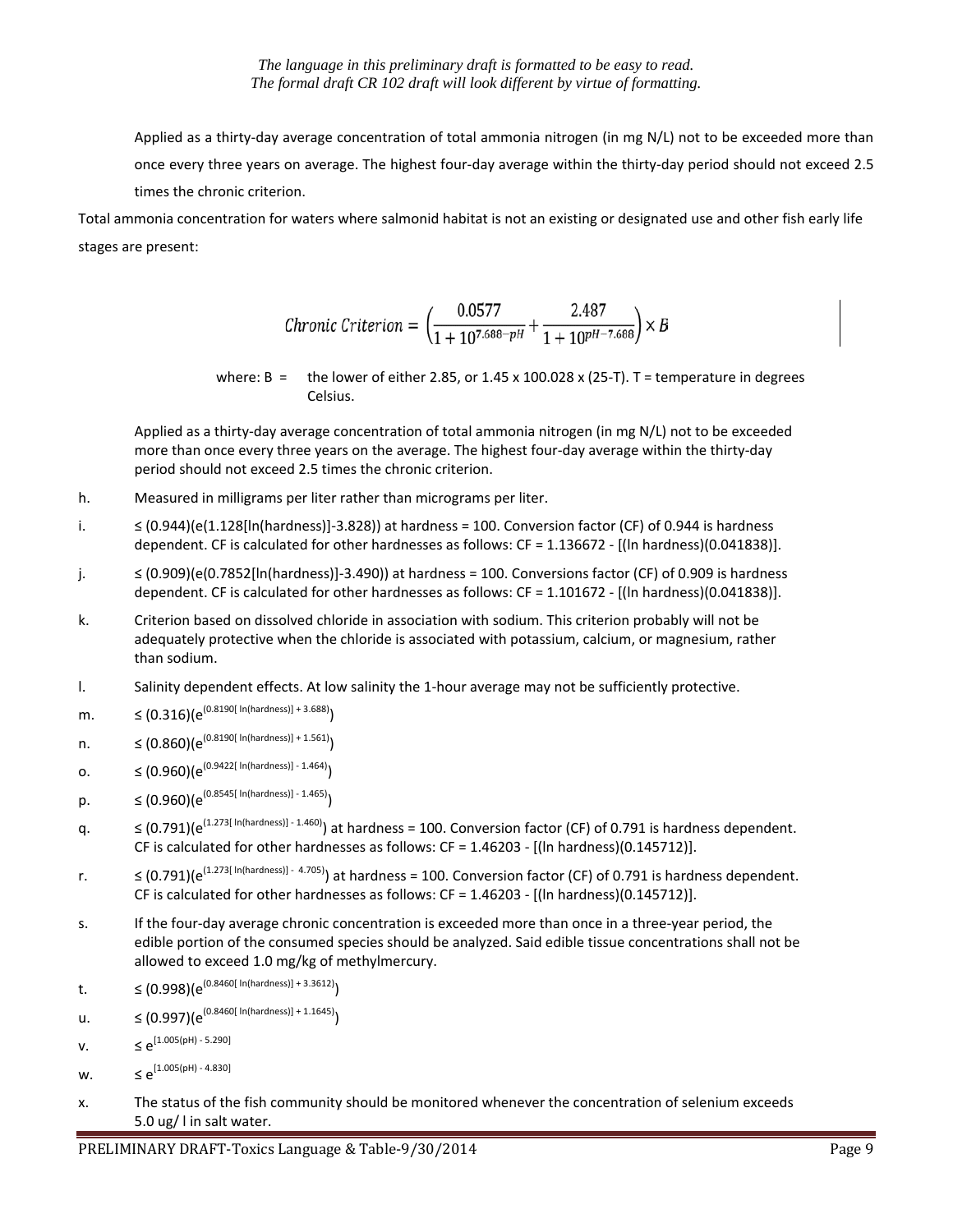*The language in this preliminary draft is formatted to be easy to read.*
*The formal draft CR 102 draft will look different by virtue of formatting.*

Applied as a thirty-day average concentration of total ammonia nitrogen (in mg N/L) not to be exceeded more than once every three years on average. The highest four-day average within the thirty-day period should not exceed 2.5 times the chronic criterion.

Total ammonia concentration for waters where salmonid habitat is not an existing or designated use and other fish early life stages are present:

$$Chronic\ Criterion = \left(\frac{0.0577}{1+10^{7.688-pH}} + \frac{2.487}{1+10^{pH-7.688}}\right) \times B$$

where: B = the lower of either 2.85, or 1.45 x 100.028 x (25-T). T = temperature in degrees Celsius.

Applied as a thirty-day average concentration of total ammonia nitrogen (in mg N/L) not to be exceeded more than once every three years on the average. The highest four-day average within the thirty-day period should not exceed 2.5 times the chronic criterion.

h. Measured in milligrams per liter rather than micrograms per liter.

i. ≤ (0.944)(e(1.128[ln(hardness)]-3.828)) at hardness = 100. Conversion factor (CF) of 0.944 is hardness dependent. CF is calculated for other hardnesses as follows: CF = 1.136672 - [(ln hardness)(0.041838)].

j. ≤ (0.909)(e(0.7852[ln(hardness)]-3.490)) at hardness = 100. Conversions factor (CF) of 0.909 is hardness dependent. CF is calculated for other hardnesses as follows: CF = 1.101672 - [(ln hardness)(0.041838)].

k. Criterion based on dissolved chloride in association with sodium. This criterion probably will not be adequately protective when the chloride is associated with potassium, calcium, or magnesium, rather than sodium.

l. Salinity dependent effects. At low salinity the 1-hour average may not be sufficiently protective.

m. $\leq (0.316)(e^{(0.8190[\ln(hardness)] + 3.688)})$

n. $\leq (0.860)(e^{(0.8190[\ln(hardness)] + 1.561)})$

o. $\leq (0.960)(e^{(0.9422[\ln(hardness)] - 1.464)})$

p. $\leq (0.960)(e^{(0.8545[\ln(hardness)] - 1.465)})$

q. $\leq (0.791)(e^{(1.273[\ln(hardness)] - 1.460)})$ at hardness = 100. Conversion factor (CF) of 0.791 is hardness dependent. CF is calculated for other hardnesses as follows: CF = 1.46203 - [(ln hardness)(0.145712)].

r. $\leq (0.791)(e^{(1.273[\ln(hardness)] - 4.705)})$ at hardness = 100. Conversion factor (CF) of 0.791 is hardness dependent. CF is calculated for other hardnesses as follows: CF = 1.46203 - [(ln hardness)(0.145712)].

s. If the four-day average chronic concentration is exceeded more than once in a three-year period, the edible portion of the consumed species should be analyzed. Said edible tissue concentrations shall not be allowed to exceed 1.0 mg/kg of methylmercury.

t. $\leq (0.998)(e^{(0.8460[\ln(hardness)] + 3.3612)})$

u. $\leq (0.997)(e^{(0.8460[\ln(hardness)] + 1.1645)})$

v. $\leq e^{[1.005(pH) - 5.290]}$

w. $\leq e^{[1.005(pH) - 4.830]}$

x. The status of the fish community should be monitored whenever the concentration of selenium exceeds 5.0 ug/ l in salt water.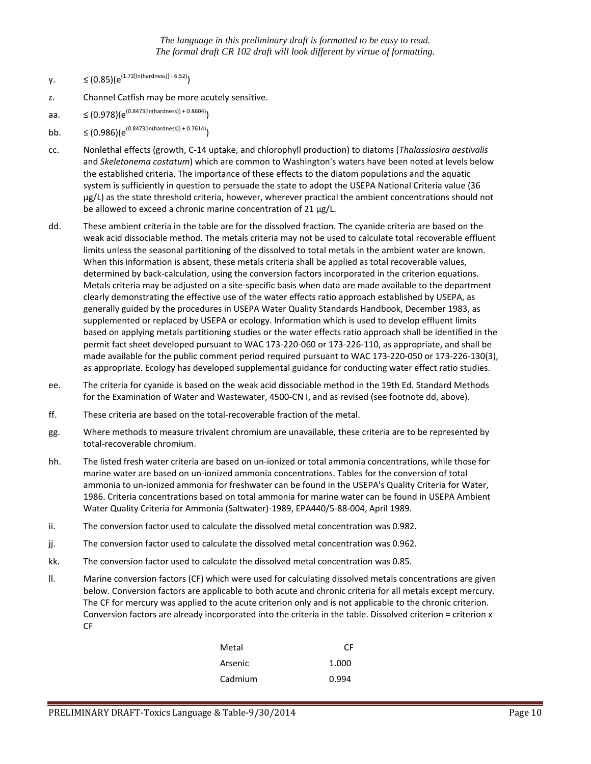*The language in this preliminary draft is formatted to be easy to read. The formal draft CR 102 draft will look different by virtue of formatting.*

y. $\leq (0.85)(e^{(1.72[\ln(\text{hardness})] - 6.52)})$

z. Channel Catfish may be more acutely sensitive.

aa. $\leq (0.978)(e^{(0.8473[\ln(\text{hardness})] + 0.8604)})$

bb. $\leq (0.986)(e^{(0.8473[\ln(\text{hardness})] + 0.7614)})$

cc. Nonlethal effects (growth, C-14 uptake, and chlorophyll production) to diatoms (*Thalassiosira aestivalis* and *Skeletonema costatum*) which are common to Washington's waters have been noted at levels below the established criteria. The importance of these effects to the diatom populations and the aquatic system is sufficiently in question to persuade the state to adopt the USEPA National Criteria value (36 µg/L) as the state threshold criteria, however, wherever practical the ambient concentrations should not be allowed to exceed a chronic marine concentration of 21 µg/L.

dd. These ambient criteria in the table are for the dissolved fraction. The cyanide criteria are based on the weak acid dissociable method. The metals criteria may not be used to calculate total recoverable effluent limits unless the seasonal partitioning of the dissolved to total metals in the ambient water are known. When this information is absent, these metals criteria shall be applied as total recoverable values, determined by back-calculation, using the conversion factors incorporated in the criterion equations. Metals criteria may be adjusted on a site-specific basis when data are made available to the department clearly demonstrating the effective use of the water effects ratio approach established by USEPA, as generally guided by the procedures in USEPA Water Quality Standards Handbook, December 1983, as supplemented or replaced by USEPA or ecology. Information which is used to develop effluent limits based on applying metals partitioning studies or the water effects ratio approach shall be identified in the permit fact sheet developed pursuant to WAC 173-220-060 or 173-226-110, as appropriate, and shall be made available for the public comment period required pursuant to WAC 173-220-050 or 173-226-130(3), as appropriate. Ecology has developed supplemental guidance for conducting water effect ratio studies.

ee. The criteria for cyanide is based on the weak acid dissociable method in the 19th Ed. Standard Methods for the Examination of Water and Wastewater, 4500-CN I, and as revised (see footnote dd, above).

ff. These criteria are based on the total-recoverable fraction of the metal.

gg. Where methods to measure trivalent chromium are unavailable, these criteria are to be represented by total-recoverable chromium.

hh. The listed fresh water criteria are based on un-ionized or total ammonia concentrations, while those for marine water are based on un-ionized ammonia concentrations. Tables for the conversion of total ammonia to un-ionized ammonia for freshwater can be found in the USEPA's Quality Criteria for Water, 1986. Criteria concentrations based on total ammonia for marine water can be found in USEPA Ambient Water Quality Criteria for Ammonia (Saltwater)-1989, EPA440/5-88-004, April 1989.

ii. The conversion factor used to calculate the dissolved metal concentration was 0.982.

jj. The conversion factor used to calculate the dissolved metal concentration was 0.962.

kk. The conversion factor used to calculate the dissolved metal concentration was 0.85.

ll. Marine conversion factors (CF) which were used for calculating dissolved metals concentrations are given below. Conversion factors are applicable to both acute and chronic criteria for all metals except mercury. The CF for mercury was applied to the acute criterion only and is not applicable to the chronic criterion. Conversion factors are already incorporated into the criteria in the table. Dissolved criterion = criterion x CF

| Metal | CF |
|---|---|
| Arsenic | 1.000 |
| Cadmium | 0.994 |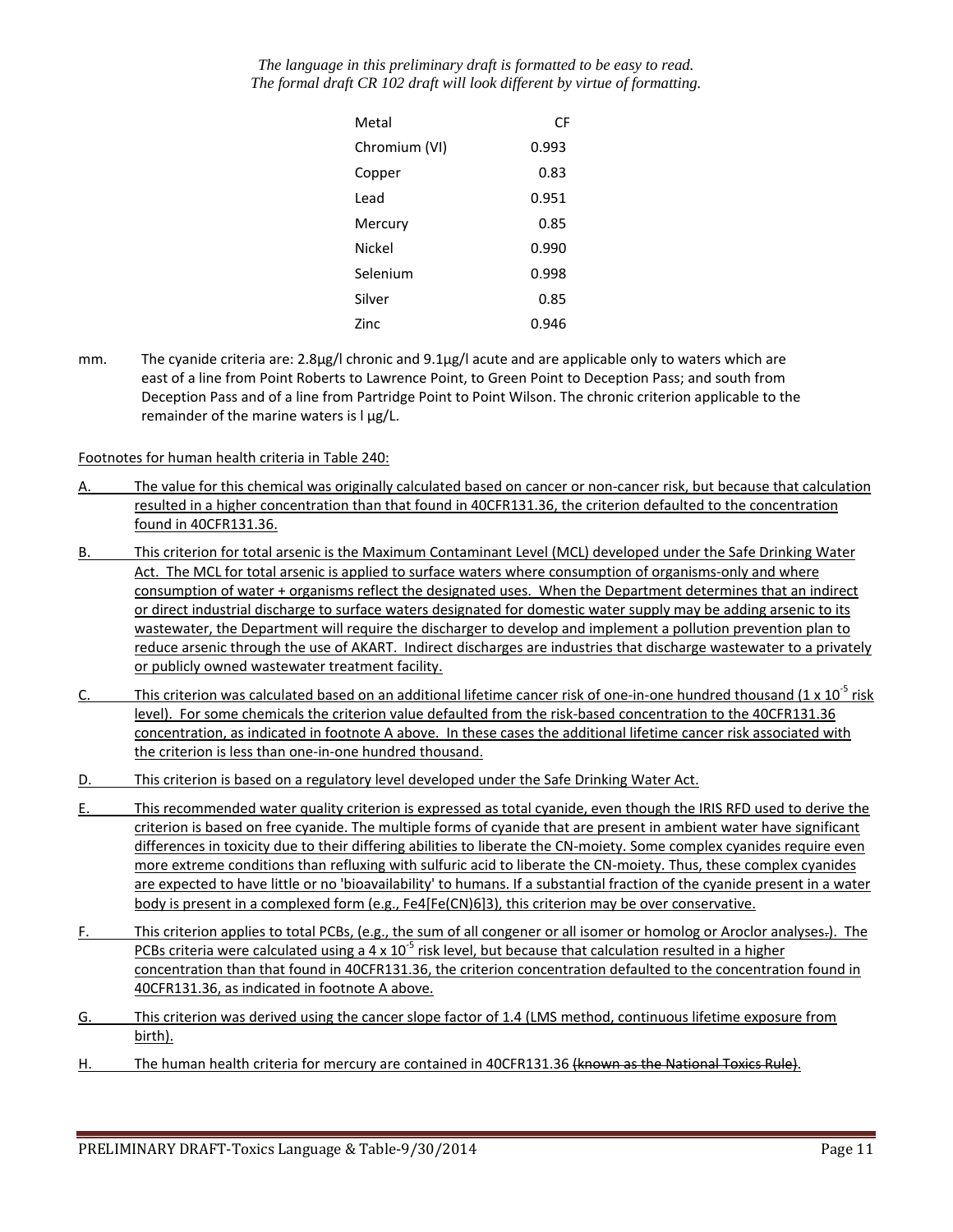*The language in this preliminary draft is formatted to be easy to read.*
*The formal draft CR 102 draft will look different by virtue of formatting.*

| Metal | CF |
|---|---|
| Chromium (VI) | 0.993 |
| Copper | 0.83 |
| Lead | 0.951 |
| Mercury | 0.85 |
| Nickel | 0.990 |
| Selenium | 0.998 |
| Silver | 0.85 |
| Zinc | 0.946 |

mm. The cyanide criteria are: 2.8µg/l chronic and 9.1µg/l acute and are applicable only to waters which are east of a line from Point Roberts to Lawrence Point, to Green Point to Deception Pass; and south from Deception Pass and of a line from Partridge Point to Point Wilson. The chronic criterion applicable to the remainder of the marine waters is l µg/L.

Footnotes for human health criteria in Table 240:

A. The value for this chemical was originally calculated based on cancer or non-cancer risk, but because that calculation resulted in a higher concentration than that found in 40CFR131.36, the criterion defaulted to the concentration found in 40CFR131.36.

B. This criterion for total arsenic is the Maximum Contaminant Level (MCL) developed under the Safe Drinking Water Act. The MCL for total arsenic is applied to surface waters where consumption of organisms-only and where consumption of water + organisms reflect the designated uses. When the Department determines that an indirect or direct industrial discharge to surface waters designated for domestic water supply may be adding arsenic to its wastewater, the Department will require the discharger to develop and implement a pollution prevention plan to reduce arsenic through the use of AKART. Indirect discharges are industries that discharge wastewater to a privately or publicly owned wastewater treatment facility.

C. This criterion was calculated based on an additional lifetime cancer risk of one-in-one hundred thousand ($1 \times 10^{-5}$ risk level). For some chemicals the criterion value defaulted from the risk-based concentration to the 40CFR131.36 concentration, as indicated in footnote A above. In these cases the additional lifetime cancer risk associated with the criterion is less than one-in-one hundred thousand.

D. This criterion is based on a regulatory level developed under the Safe Drinking Water Act.

E. This recommended water quality criterion is expressed as total cyanide, even though the IRIS RFD used to derive the criterion is based on free cyanide. The multiple forms of cyanide that are present in ambient water have significant differences in toxicity due to their differing abilities to liberate the CN-moiety. Some complex cyanides require even more extreme conditions than refluxing with sulfuric acid to liberate the CN-moiety. Thus, these complex cyanides are expected to have little or no 'bioavailability' to humans. If a substantial fraction of the cyanide present in a water body is present in a complexed form (e.g., Fe4[Fe(CN)6]3), this criterion may be over conservative.

F. This criterion applies to total PCBs, (e.g., the sum of all congener or all isomer or homolog or Aroclor analyses~~.~~). The PCBs criteria were calculated using a $4 \times 10^{-5}$ risk level, but because that calculation resulted in a higher concentration than that found in 40CFR131.36, the criterion concentration defaulted to the concentration found in 40CFR131.36, as indicated in footnote A above.

G. This criterion was derived using the cancer slope factor of 1.4 (LMS method, continuous lifetime exposure from birth).

H. The human health criteria for mercury are contained in 40CFR131.36 ~~(known as the National Toxics Rule)~~.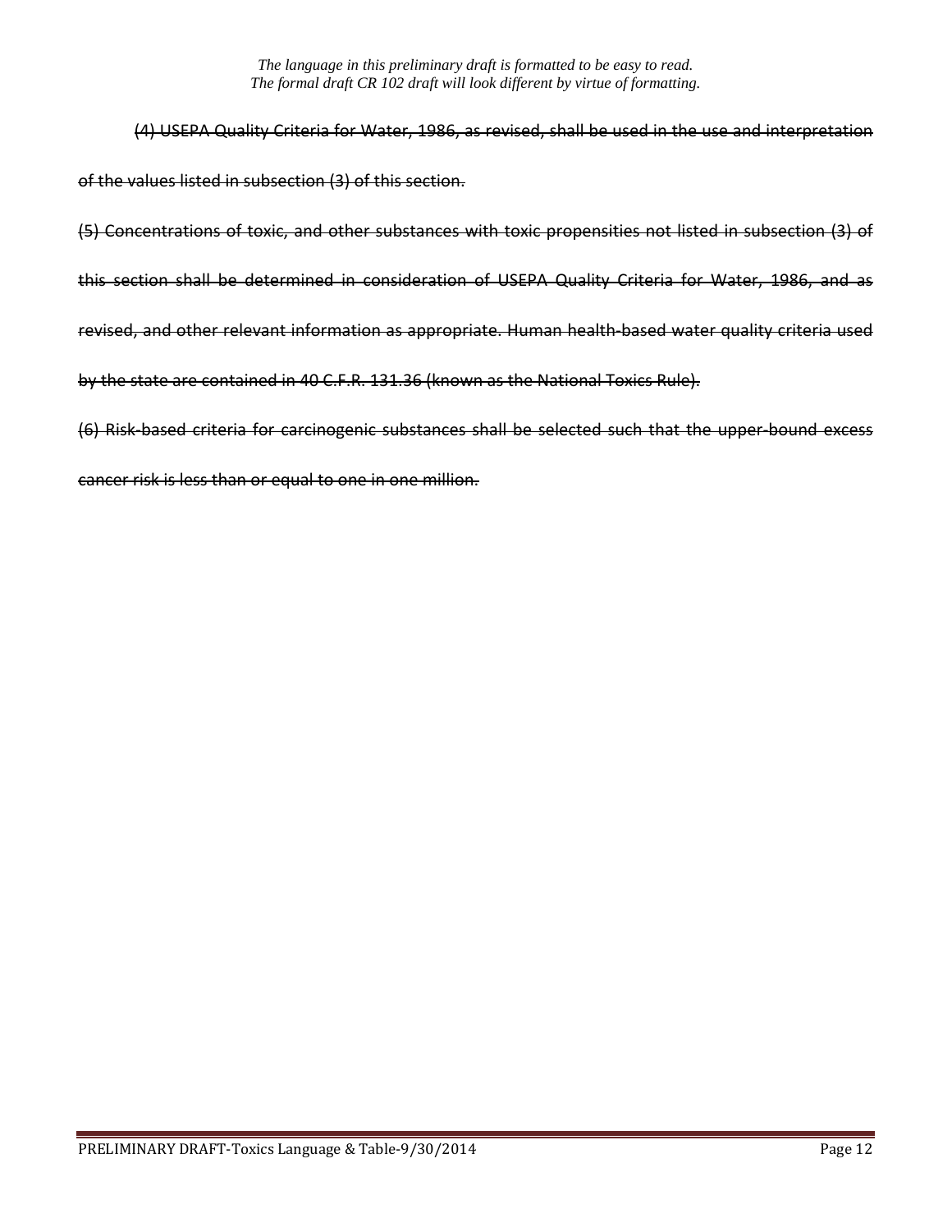~~(4) USEPA Quality Criteria for Water, 1986, as revised, shall be used in the use and interpretation of the values listed in subsection (3) of this section.~~

~~(5) Concentrations of toxic, and other substances with toxic propensities not listed in subsection (3) of this section shall be determined in consideration of USEPA Quality Criteria for Water, 1986, and as revised, and other relevant information as appropriate. Human health-based water quality criteria used by the state are contained in 40 C.F.R. 131.36 (known as the National Toxics Rule).~~

~~(6) Risk-based criteria for carcinogenic substances shall be selected such that the upper-bound excess cancer risk is less than or equal to one in one million.~~